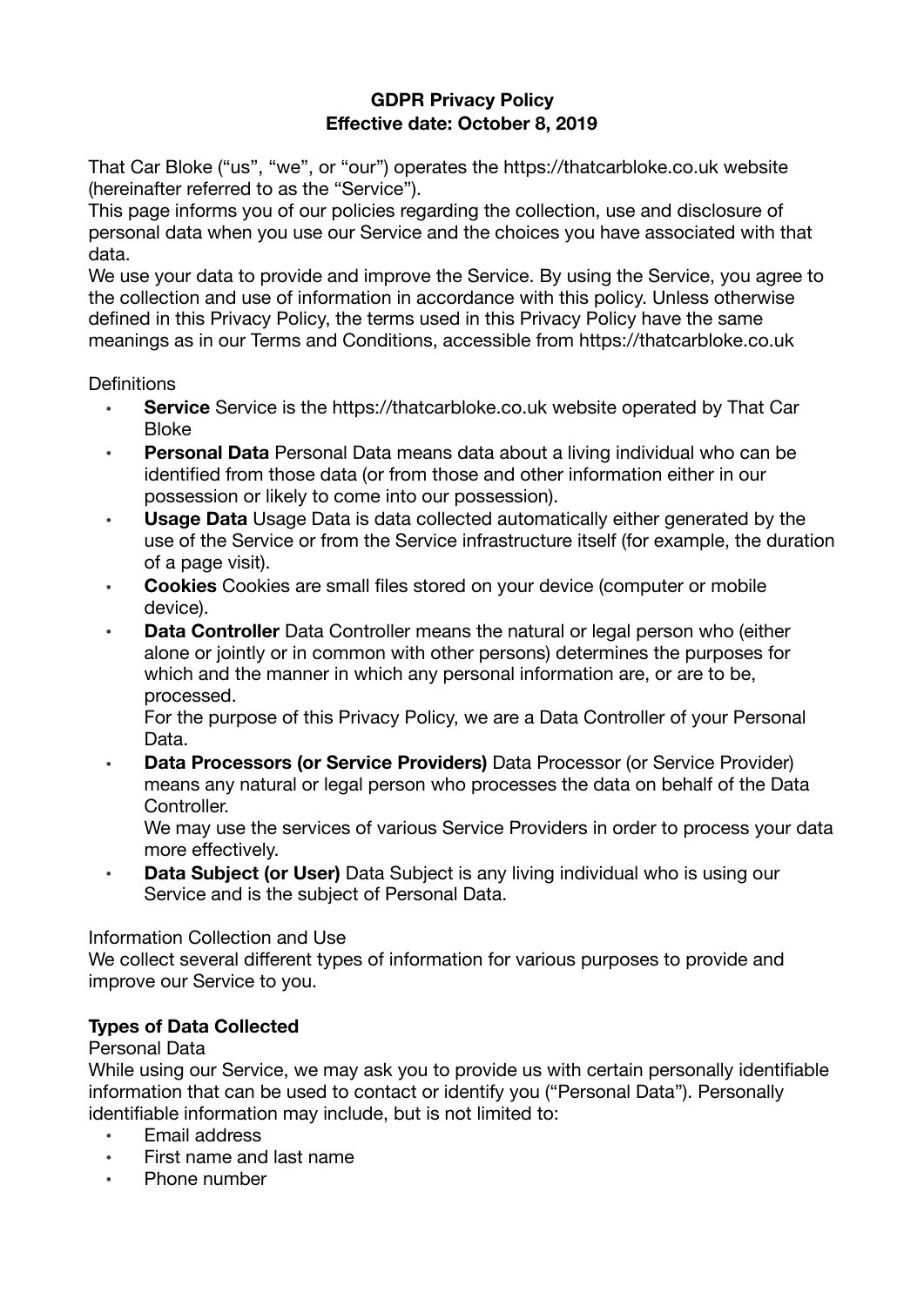# GDPR Privacy Policy
## Effective date: October 8, 2019

That Car Bloke ("us", "we", or "our") operates the https://thatcarbloke.co.uk website (hereinafter referred to as the "Service").

This page informs you of our policies regarding the collection, use and disclosure of personal data when you use our Service and the choices you have associated with that data.

We use your data to provide and improve the Service. By using the Service, you agree to the collection and use of information in accordance with this policy. Unless otherwise defined in this Privacy Policy, the terms used in this Privacy Policy have the same meanings as in our Terms and Conditions, accessible from https://thatcarbloke.co.uk

Definitions

- **Service** Service is the https://thatcarbloke.co.uk website operated by That Car Bloke
- **Personal Data** Personal Data means data about a living individual who can be identified from those data (or from those and other information either in our possession or likely to come into our possession).
- **Usage Data** Usage Data is data collected automatically either generated by the use of the Service or from the Service infrastructure itself (for example, the duration of a page visit).
- **Cookies** Cookies are small files stored on your device (computer or mobile device).
- **Data Controller** Data Controller means the natural or legal person who (either alone or jointly or in common with other persons) determines the purposes for which and the manner in which any personal information are, or are to be, processed.
  For the purpose of this Privacy Policy, we are a Data Controller of your Personal Data.
- **Data Processors (or Service Providers)** Data Processor (or Service Provider) means any natural or legal person who processes the data on behalf of the Data Controller.
  We may use the services of various Service Providers in order to process your data more effectively.
- **Data Subject (or User)** Data Subject is any living individual who is using our Service and is the subject of Personal Data.

Information Collection and Use

We collect several different types of information for various purposes to provide and improve our Service to you.

**Types of Data Collected**

Personal Data

While using our Service, we may ask you to provide us with certain personally identifiable information that can be used to contact or identify you ("Personal Data"). Personally identifiable information may include, but is not limited to:

- Email address
- First name and last name
- Phone number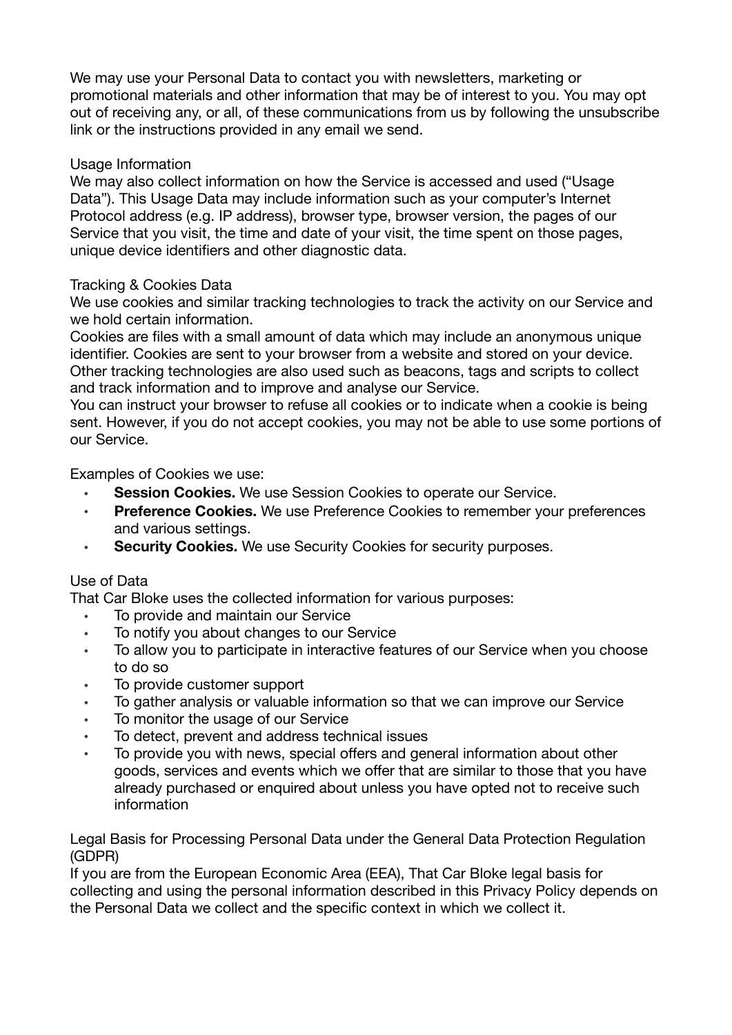We may use your Personal Data to contact you with newsletters, marketing or promotional materials and other information that may be of interest to you. You may opt out of receiving any, or all, of these communications from us by following the unsubscribe link or the instructions provided in any email we send.

Usage Information

We may also collect information on how the Service is accessed and used ("Usage Data"). This Usage Data may include information such as your computer's Internet Protocol address (e.g. IP address), browser type, browser version, the pages of our Service that you visit, the time and date of your visit, the time spent on those pages, unique device identifiers and other diagnostic data.

Tracking & Cookies Data

We use cookies and similar tracking technologies to track the activity on our Service and we hold certain information.

Cookies are files with a small amount of data which may include an anonymous unique identifier. Cookies are sent to your browser from a website and stored on your device. Other tracking technologies are also used such as beacons, tags and scripts to collect and track information and to improve and analyse our Service.

You can instruct your browser to refuse all cookies or to indicate when a cookie is being sent. However, if you do not accept cookies, you may not be able to use some portions of our Service.

Examples of Cookies we use:

- **Session Cookies.** We use Session Cookies to operate our Service.
- **Preference Cookies.** We use Preference Cookies to remember your preferences and various settings.
- **Security Cookies.** We use Security Cookies for security purposes.

Use of Data

That Car Bloke uses the collected information for various purposes:

- To provide and maintain our Service
- To notify you about changes to our Service
- To allow you to participate in interactive features of our Service when you choose to do so
- To provide customer support
- To gather analysis or valuable information so that we can improve our Service
- To monitor the usage of our Service
- To detect, prevent and address technical issues
- To provide you with news, special offers and general information about other goods, services and events which we offer that are similar to those that you have already purchased or enquired about unless you have opted not to receive such information

Legal Basis for Processing Personal Data under the General Data Protection Regulation (GDPR)

If you are from the European Economic Area (EEA), That Car Bloke legal basis for collecting and using the personal information described in this Privacy Policy depends on the Personal Data we collect and the specific context in which we collect it.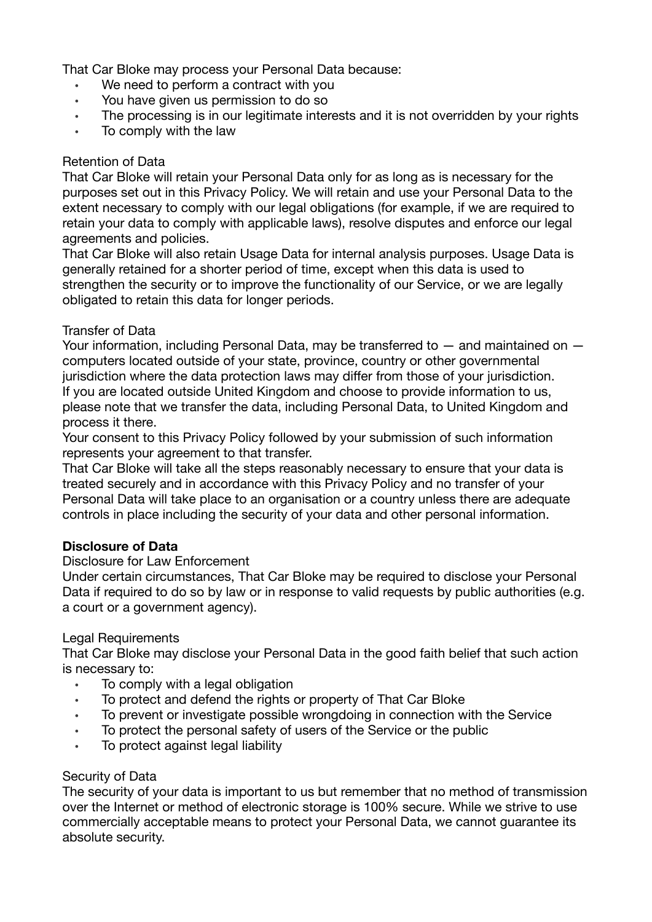That Car Bloke may process your Personal Data because:

- We need to perform a contract with you
- You have given us permission to do so
- The processing is in our legitimate interests and it is not overridden by your rights
- To comply with the law

Retention of Data

That Car Bloke will retain your Personal Data only for as long as is necessary for the purposes set out in this Privacy Policy. We will retain and use your Personal Data to the extent necessary to comply with our legal obligations (for example, if we are required to retain your data to comply with applicable laws), resolve disputes and enforce our legal agreements and policies.

That Car Bloke will also retain Usage Data for internal analysis purposes. Usage Data is generally retained for a shorter period of time, except when this data is used to strengthen the security or to improve the functionality of our Service, or we are legally obligated to retain this data for longer periods.

Transfer of Data

Your information, including Personal Data, may be transferred to — and maintained on — computers located outside of your state, province, country or other governmental jurisdiction where the data protection laws may differ from those of your jurisdiction.

If you are located outside United Kingdom and choose to provide information to us, please note that we transfer the data, including Personal Data, to United Kingdom and process it there.

Your consent to this Privacy Policy followed by your submission of such information represents your agreement to that transfer.

That Car Bloke will take all the steps reasonably necessary to ensure that your data is treated securely and in accordance with this Privacy Policy and no transfer of your Personal Data will take place to an organisation or a country unless there are adequate controls in place including the security of your data and other personal information.

**Disclosure of Data**

Disclosure for Law Enforcement

Under certain circumstances, That Car Bloke may be required to disclose your Personal Data if required to do so by law or in response to valid requests by public authorities (e.g. a court or a government agency).

Legal Requirements

That Car Bloke may disclose your Personal Data in the good faith belief that such action is necessary to:

- To comply with a legal obligation
- To protect and defend the rights or property of That Car Bloke
- To prevent or investigate possible wrongdoing in connection with the Service
- To protect the personal safety of users of the Service or the public
- To protect against legal liability

Security of Data

The security of your data is important to us but remember that no method of transmission over the Internet or method of electronic storage is 100% secure. While we strive to use commercially acceptable means to protect your Personal Data, we cannot guarantee its absolute security.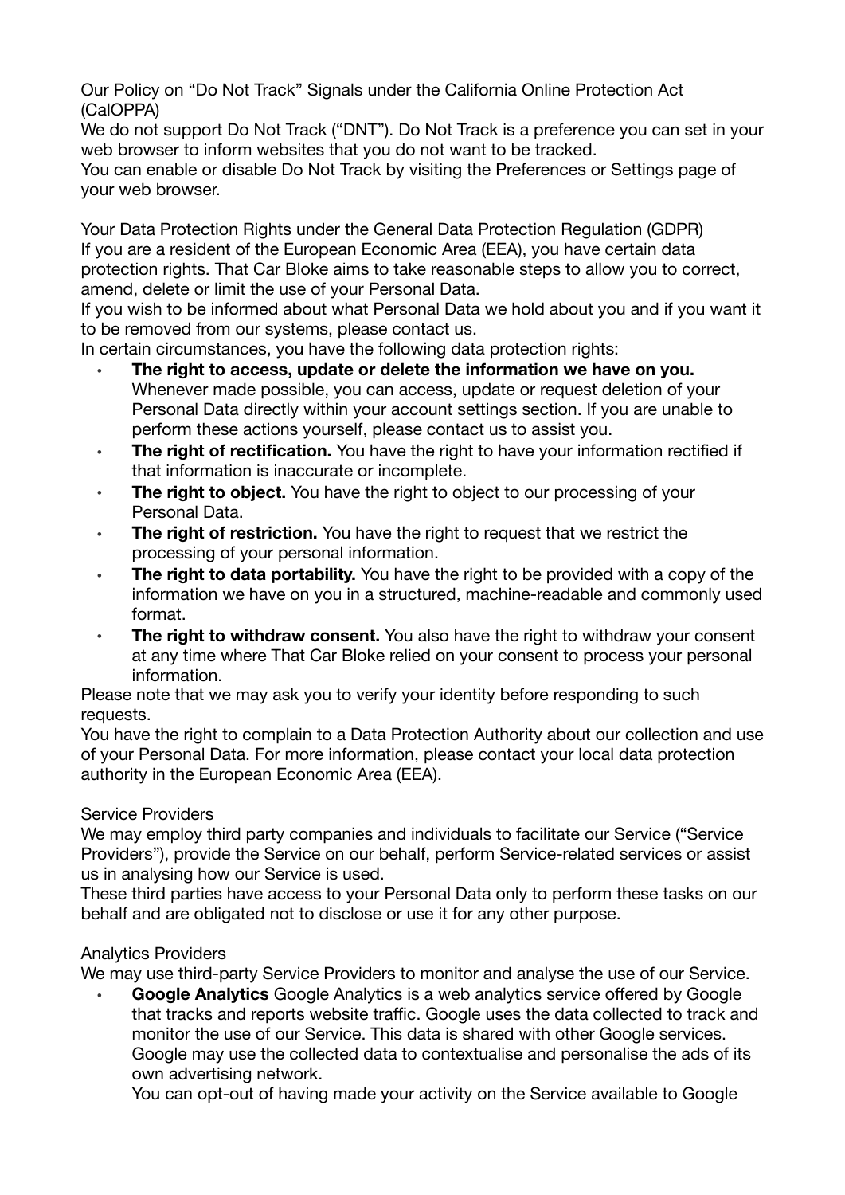Our Policy on "Do Not Track" Signals under the California Online Protection Act (CalOPPA)

We do not support Do Not Track ("DNT"). Do Not Track is a preference you can set in your web browser to inform websites that you do not want to be tracked.

You can enable or disable Do Not Track by visiting the Preferences or Settings page of your web browser.

Your Data Protection Rights under the General Data Protection Regulation (GDPR)

If you are a resident of the European Economic Area (EEA), you have certain data protection rights. That Car Bloke aims to take reasonable steps to allow you to correct, amend, delete or limit the use of your Personal Data.

If you wish to be informed about what Personal Data we hold about you and if you want it to be removed from our systems, please contact us.

In certain circumstances, you have the following data protection rights:

- **The right to access, update or delete the information we have on you.** Whenever made possible, you can access, update or request deletion of your Personal Data directly within your account settings section. If you are unable to perform these actions yourself, please contact us to assist you.
- **The right of rectification.** You have the right to have your information rectified if that information is inaccurate or incomplete.
- **The right to object.** You have the right to object to our processing of your Personal Data.
- **The right of restriction.** You have the right to request that we restrict the processing of your personal information.
- **The right to data portability.** You have the right to be provided with a copy of the information we have on you in a structured, machine-readable and commonly used format.
- **The right to withdraw consent.** You also have the right to withdraw your consent at any time where That Car Bloke relied on your consent to process your personal information.

Please note that we may ask you to verify your identity before responding to such requests.

You have the right to complain to a Data Protection Authority about our collection and use of your Personal Data. For more information, please contact your local data protection authority in the European Economic Area (EEA).

Service Providers

We may employ third party companies and individuals to facilitate our Service ("Service Providers"), provide the Service on our behalf, perform Service-related services or assist us in analysing how our Service is used.

These third parties have access to your Personal Data only to perform these tasks on our behalf and are obligated not to disclose or use it for any other purpose.

Analytics Providers

We may use third-party Service Providers to monitor and analyse the use of our Service.

- **Google Analytics** Google Analytics is a web analytics service offered by Google that tracks and reports website traffic. Google uses the data collected to track and monitor the use of our Service. This data is shared with other Google services. Google may use the collected data to contextualise and personalise the ads of its own advertising network.

  You can opt-out of having made your activity on the Service available to Google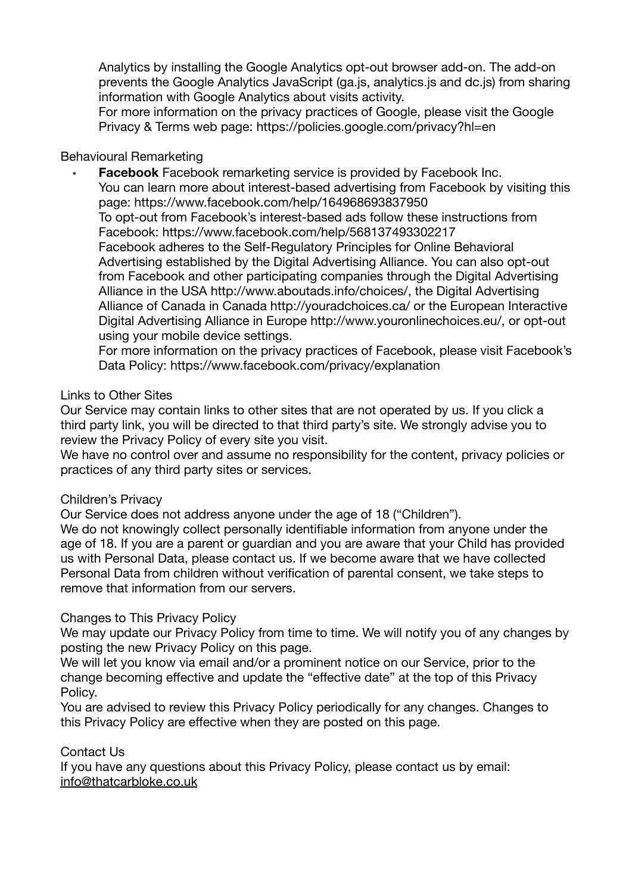Analytics by installing the Google Analytics opt-out browser add-on. The add-on prevents the Google Analytics JavaScript (ga.js, analytics.js and dc.js) from sharing information with Google Analytics about visits activity.
For more information on the privacy practices of Google, please visit the Google Privacy & Terms web page: https://policies.google.com/privacy?hl=en

Behavioural Remarketing

- **Facebook** Facebook remarketing service is provided by Facebook Inc.
  You can learn more about interest-based advertising from Facebook by visiting this page: https://www.facebook.com/help/164968693837950
  To opt-out from Facebook's interest-based ads follow these instructions from Facebook: https://www.facebook.com/help/568137493302217
  Facebook adheres to the Self-Regulatory Principles for Online Behavioral Advertising established by the Digital Advertising Alliance. You can also opt-out from Facebook and other participating companies through the Digital Advertising Alliance in the USA http://www.aboutads.info/choices/, the Digital Advertising Alliance of Canada in Canada http://youradchoices.ca/ or the European Interactive Digital Advertising Alliance in Europe http://www.youronlinechoices.eu/, or opt-out using your mobile device settings.
  For more information on the privacy practices of Facebook, please visit Facebook's Data Policy: https://www.facebook.com/privacy/explanation

Links to Other Sites

Our Service may contain links to other sites that are not operated by us. If you click a third party link, you will be directed to that third party's site. We strongly advise you to review the Privacy Policy of every site you visit.
We have no control over and assume no responsibility for the content, privacy policies or practices of any third party sites or services.

Children's Privacy

Our Service does not address anyone under the age of 18 ("Children").
We do not knowingly collect personally identifiable information from anyone under the age of 18. If you are a parent or guardian and you are aware that your Child has provided us with Personal Data, please contact us. If we become aware that we have collected Personal Data from children without verification of parental consent, we take steps to remove that information from our servers.

Changes to This Privacy Policy

We may update our Privacy Policy from time to time. We will notify you of any changes by posting the new Privacy Policy on this page.
We will let you know via email and/or a prominent notice on our Service, prior to the change becoming effective and update the "effective date" at the top of this Privacy Policy.
You are advised to review this Privacy Policy periodically for any changes. Changes to this Privacy Policy are effective when they are posted on this page.

Contact Us

If you have any questions about this Privacy Policy, please contact us by email: info@thatcarbloke.co.uk